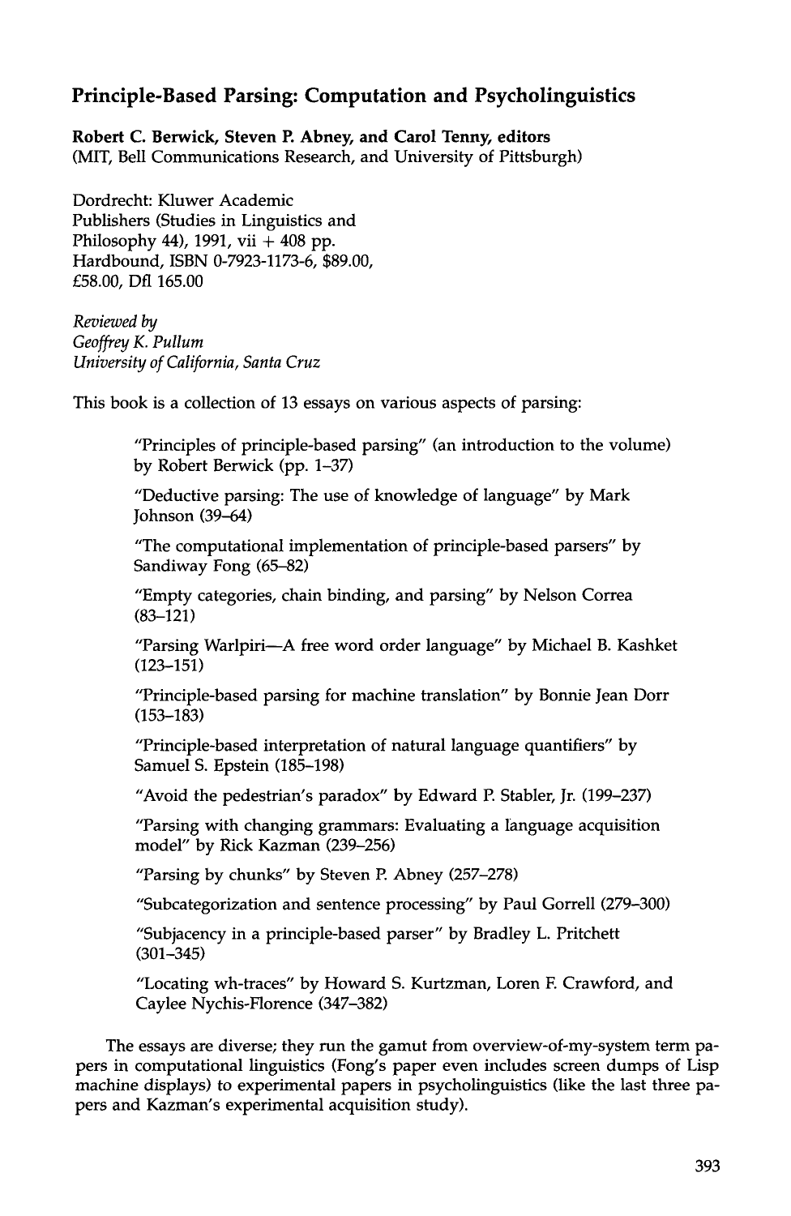## Principle-Based Parsing: Computation and Psycholinguistics

**Robert C. Berwick, Steven P. Abney, and Carol Tenny, editors**
(MIT, Bell Communications Research, and University of Pittsburgh)

Dordrecht: Kluwer Academic Publishers (Studies in Linguistics and Philosophy 44), 1991, vii + 408 pp.
Hardbound, ISBN 0-7923-1173-6, $89.00, £58.00, Dfl 165.00

*Reviewed by*
*Geoffrey K. Pullum*
*University of California, Santa Cruz*

This book is a collection of 13 essays on various aspects of parsing:

> "Principles of principle-based parsing" (an introduction to the volume) by Robert Berwick (pp. 1–37)
>
> "Deductive parsing: The use of knowledge of language" by Mark Johnson (39–64)
>
> "The computational implementation of principle-based parsers" by Sandiway Fong (65–82)
>
> "Empty categories, chain binding, and parsing" by Nelson Correa (83–121)
>
> "Parsing Warlpiri—A free word order language" by Michael B. Kashket (123–151)
>
> "Principle-based parsing for machine translation" by Bonnie Jean Dorr (153–183)
>
> "Principle-based interpretation of natural language quantifiers" by Samuel S. Epstein (185–198)
>
> "Avoid the pedestrian's paradox" by Edward P. Stabler, Jr. (199–237)
>
> "Parsing with changing grammars: Evaluating a language acquisition model" by Rick Kazman (239–256)
>
> "Parsing by chunks" by Steven P. Abney (257–278)
>
> "Subcategorization and sentence processing" by Paul Gorrell (279–300)
>
> "Subjacency in a principle-based parser" by Bradley L. Pritchett (301–345)
>
> "Locating wh-traces" by Howard S. Kurtzman, Loren F. Crawford, and Caylee Nychis-Florence (347–382)

The essays are diverse; they run the gamut from overview-of-my-system term papers in computational linguistics (Fong's paper even includes screen dumps of Lisp machine displays) to experimental papers in psycholinguistics (like the last three papers and Kazman's experimental acquisition study).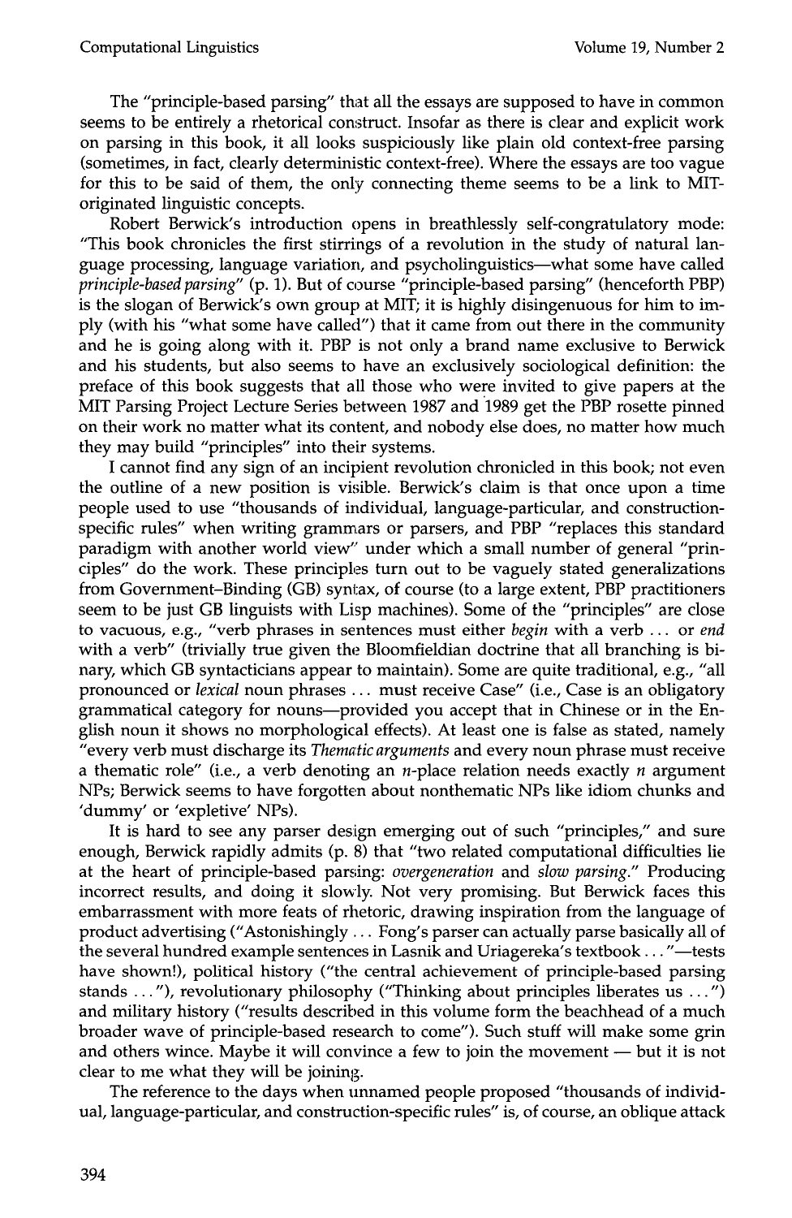The "principle-based parsing" that all the essays are supposed to have in common seems to be entirely a rhetorical construct. Insofar as there is clear and explicit work on parsing in this book, it all looks suspiciously like plain old context-free parsing (sometimes, in fact, clearly deterministic context-free). Where the essays are too vague for this to be said of them, the only connecting theme seems to be a link to MIT-originated linguistic concepts.

Robert Berwick's introduction opens in breathlessly self-congratulatory mode: "This book chronicles the first stirrings of a revolution in the study of natural language processing, language variation, and psycholinguistics—what some have called *principle-based parsing*" (p. 1). But of course "principle-based parsing" (henceforth PBP) is the slogan of Berwick's own group at MIT; it is highly disingenuous for him to imply (with his "what some have called") that it came from out there in the community and he is going along with it. PBP is not only a brand name exclusive to Berwick and his students, but also seems to have an exclusively sociological definition: the preface of this book suggests that all those who were invited to give papers at the MIT Parsing Project Lecture Series between 1987 and 1989 get the PBP rosette pinned on their work no matter what its content, and nobody else does, no matter how much they may build "principles" into their systems.

I cannot find any sign of an incipient revolution chronicled in this book; not even the outline of a new position is visible. Berwick's claim is that once upon a time people used to use "thousands of individual, language-particular, and construction-specific rules" when writing grammars or parsers, and PBP "replaces this standard paradigm with another world view" under which a small number of general "principles" do the work. These principles turn out to be vaguely stated generalizations from Government–Binding (GB) syntax, of course (to a large extent, PBP practitioners seem to be just GB linguists with Lisp machines). Some of the "principles" are close to vacuous, e.g., "verb phrases in sentences must either *begin* with a verb ... or *end* with a verb" (trivially true given the Bloomfieldian doctrine that all branching is binary, which GB syntacticians appear to maintain). Some are quite traditional, e.g., "all pronounced or *lexical* noun phrases ... must receive Case" (i.e., Case is an obligatory grammatical category for nouns—provided you accept that in Chinese or in the English noun it shows no morphological effects). At least one is false as stated, namely "every verb must discharge its *Thematic arguments* and every noun phrase must receive a thematic role" (i.e., a verb denoting an $n$-place relation needs exactly $n$ argument NPs; Berwick seems to have forgotten about nonthematic NPs like idiom chunks and 'dummy' or 'expletive' NPs).

It is hard to see any parser design emerging out of such "principles," and sure enough, Berwick rapidly admits (p. 8) that "two related computational difficulties lie at the heart of principle-based parsing: *overgeneration* and *slow parsing*." Producing incorrect results, and doing it slowly. Not very promising. But Berwick faces this embarrassment with more feats of rhetoric, drawing inspiration from the language of product advertising ("Astonishingly ... Fong's parser can actually parse basically all of the several hundred example sentences in Lasnik and Uriagereka's textbook ... "—tests have shown!), political history ("the central achievement of principle-based parsing stands ... "), revolutionary philosophy ("Thinking about principles liberates us ... ") and military history ("results described in this volume form the beachhead of a much broader wave of principle-based research to come"). Such stuff will make some grin and others wince. Maybe it will convince a few to join the movement — but it is not clear to me what they will be joining.

The reference to the days when unnamed people proposed "thousands of individual, language-particular, and construction-specific rules" is, of course, an oblique attack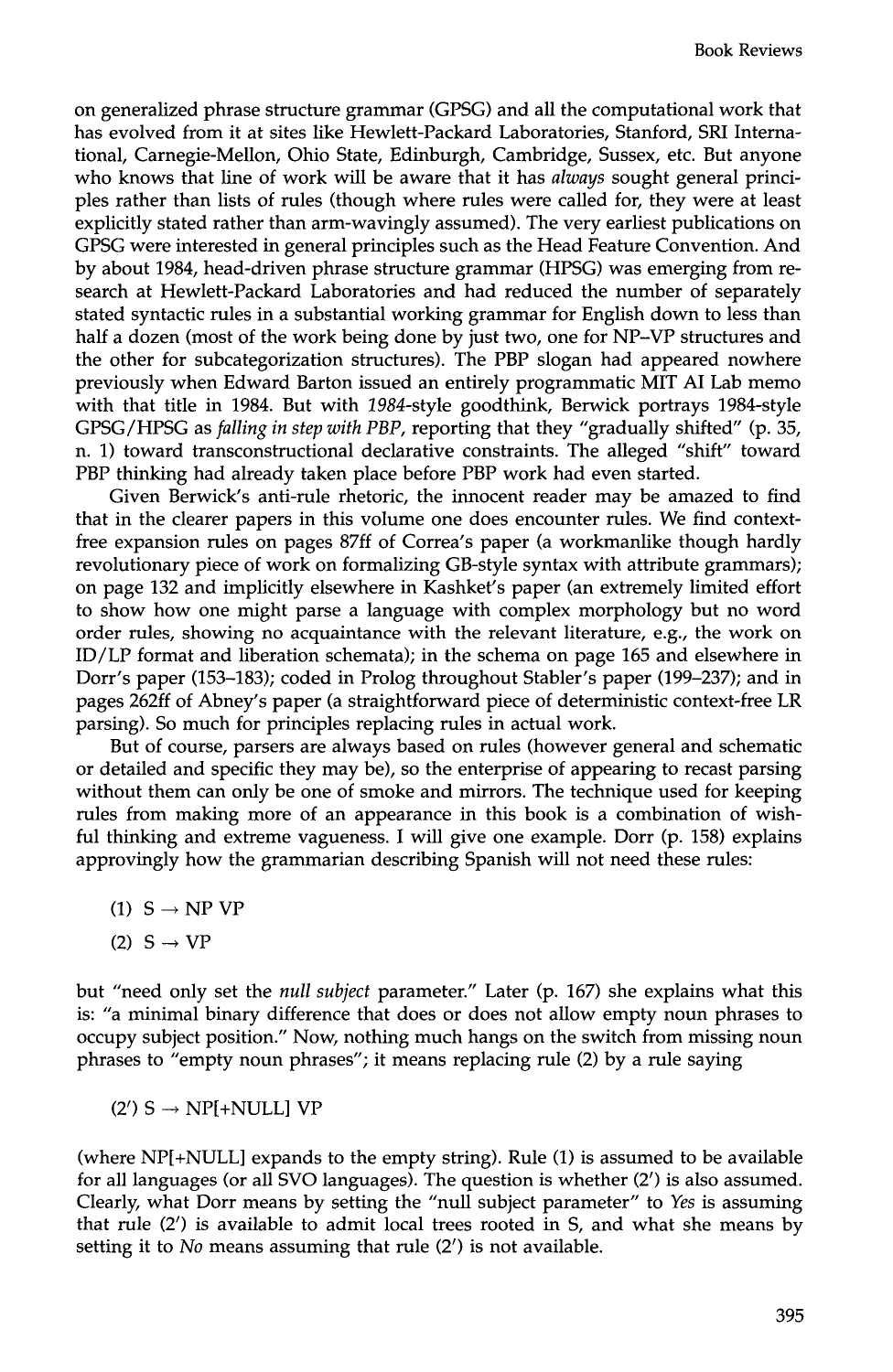on generalized phrase structure grammar (GPSG) and all the computational work that has evolved from it at sites like Hewlett-Packard Laboratories, Stanford, SRI International, Carnegie-Mellon, Ohio State, Edinburgh, Cambridge, Sussex, etc. But anyone who knows that line of work will be aware that it has *always* sought general principles rather than lists of rules (though where rules were called for, they were at least explicitly stated rather than arm-wavingly assumed). The very earliest publications on GPSG were interested in general principles such as the Head Feature Convention. And by about 1984, head-driven phrase structure grammar (HPSG) was emerging from research at Hewlett-Packard Laboratories and had reduced the number of separately stated syntactic rules in a substantial working grammar for English down to less than half a dozen (most of the work being done by just two, one for NP–VP structures and the other for subcategorization structures). The PBP slogan had appeared nowhere previously when Edward Barton issued an entirely programmatic MIT AI Lab memo with that title in 1984. But with *1984*-style goodthink, Berwick portrays 1984-style GPSG/HPSG as *falling in step with PBP*, reporting that they "gradually shifted" (p. 35, n. 1) toward transconstructional declarative constraints. The alleged "shift" toward PBP thinking had already taken place before PBP work had even started.

Given Berwick's anti-rule rhetoric, the innocent reader may be amazed to find that in the clearer papers in this volume one does encounter rules. We find context-free expansion rules on pages 87ff of Correa's paper (a workmanlike though hardly revolutionary piece of work on formalizing GB-style syntax with attribute grammars); on page 132 and implicitly elsewhere in Kashket's paper (an extremely limited effort to show how one might parse a language with complex morphology but no word order rules, showing no acquaintance with the relevant literature, e.g., the work on ID/LP format and liberation schemata); in the schema on page 165 and elsewhere in Dorr's paper (153–183); coded in Prolog throughout Stabler's paper (199–237); and in pages 262ff of Abney's paper (a straightforward piece of deterministic context-free LR parsing). So much for principles replacing rules in actual work.

But of course, parsers are always based on rules (however general and schematic or detailed and specific they may be), so the enterprise of appearing to recast parsing without them can only be one of smoke and mirrors. The technique used for keeping rules from making more of an appearance in this book is a combination of wishful thinking and extreme vagueness. I will give one example. Dorr (p. 158) explains approvingly how the grammarian describing Spanish will not need these rules:

(1) S → NP VP

(2) S → VP

but "need only set the *null subject* parameter." Later (p. 167) she explains what this is: "a minimal binary difference that does or does not allow empty noun phrases to occupy subject position." Now, nothing much hangs on the switch from missing noun phrases to "empty noun phrases"; it means replacing rule (2) by a rule saying

(2′) S → NP[+NULL] VP

(where NP[+NULL] expands to the empty string). Rule (1) is assumed to be available for all languages (or all SVO languages). The question is whether (2′) is also assumed. Clearly, what Dorr means by setting the "null subject parameter" to *Yes* is assuming that rule (2′) is available to admit local trees rooted in S, and what she means by setting it to *No* means assuming that rule (2′) is not available.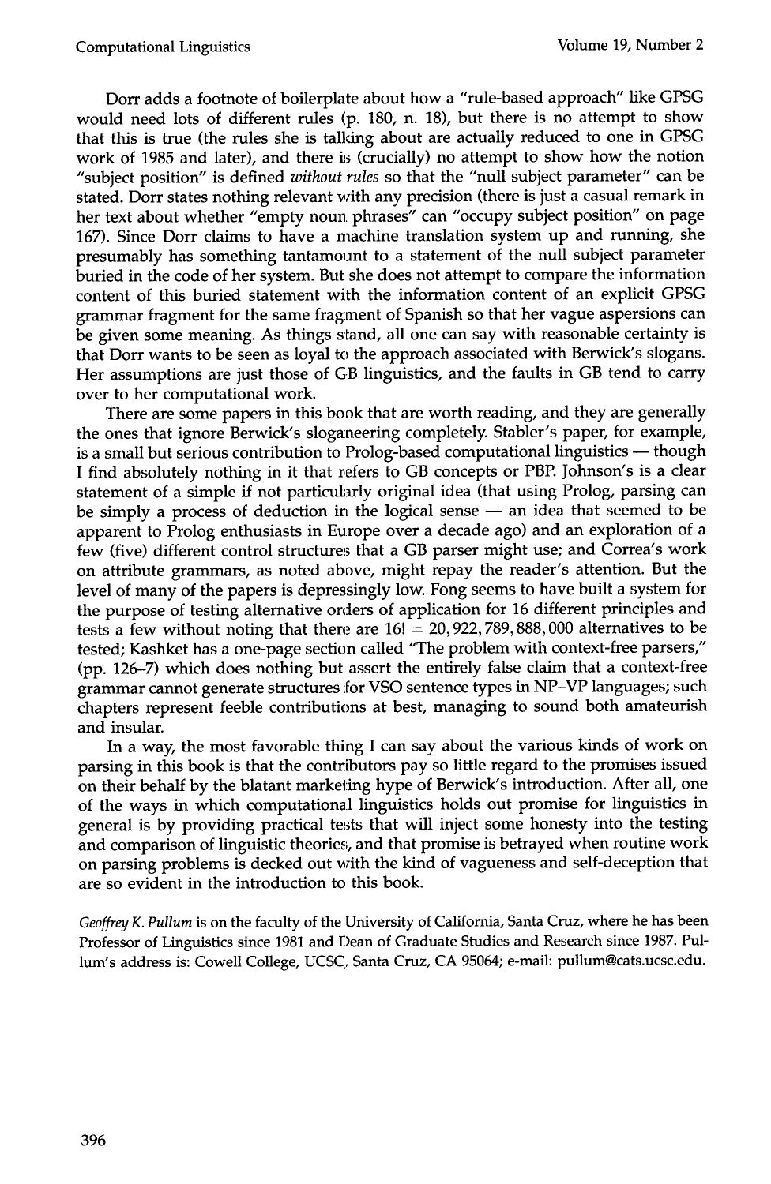Dorr adds a footnote of boilerplate about how a "rule-based approach" like GPSG would need lots of different rules (p. 180, n. 18), but there is no attempt to show that this is true (the rules she is talking about are actually reduced to one in GPSG work of 1985 and later), and there is (crucially) no attempt to show how the notion "subject position" is defined *without rules* so that the "null subject parameter" can be stated. Dorr states nothing relevant with any precision (there is just a casual remark in her text about whether "empty noun phrases" can "occupy subject position" on page 167). Since Dorr claims to have a machine translation system up and running, she presumably has something tantamount to a statement of the null subject parameter buried in the code of her system. But she does not attempt to compare the information content of this buried statement with the information content of an explicit GPSG grammar fragment for the same fragment of Spanish so that her vague aspersions can be given some meaning. As things stand, all one can say with reasonable certainty is that Dorr wants to be seen as loyal to the approach associated with Berwick's slogans. Her assumptions are just those of GB linguistics, and the faults in GB tend to carry over to her computational work.

There are some papers in this book that are worth reading, and they are generally the ones that ignore Berwick's sloganeering completely. Stabler's paper, for example, is a small but serious contribution to Prolog-based computational linguistics — though I find absolutely nothing in it that refers to GB concepts or PBP. Johnson's is a clear statement of a simple if not particularly original idea (that using Prolog, parsing can be simply a process of deduction in the logical sense — an idea that seemed to be apparent to Prolog enthusiasts in Europe over a decade ago) and an exploration of a few (five) different control structures that a GB parser might use; and Correa's work on attribute grammars, as noted above, might repay the reader's attention. But the level of many of the papers is depressingly low. Fong seems to have built a system for the purpose of testing alternative orders of application for 16 different principles and tests a few without noting that there are $16! = 20,922,789,888,000$ alternatives to be tested; Kashket has a one-page section called "The problem with context-free parsers," (pp. 126–7) which does nothing but assert the entirely false claim that a context-free grammar cannot generate structures for VSO sentence types in NP–VP languages; such chapters represent feeble contributions at best, managing to sound both amateurish and insular.

In a way, the most favorable thing I can say about the various kinds of work on parsing in this book is that the contributors pay so little regard to the promises issued on their behalf by the blatant marketing hype of Berwick's introduction. After all, one of the ways in which computational linguistics holds out promise for linguistics in general is by providing practical tests that will inject some honesty into the testing and comparison of linguistic theories, and that promise is betrayed when routine work on parsing problems is decked out with the kind of vagueness and self-deception that are so evident in the introduction to this book.

*Geoffrey K. Pullum* is on the faculty of the University of California, Santa Cruz, where he has been Professor of Linguistics since 1981 and Dean of Graduate Studies and Research since 1987. Pullum's address is: Cowell College, UCSC, Santa Cruz, CA 95064; e-mail: pullum@cats.ucsc.edu.